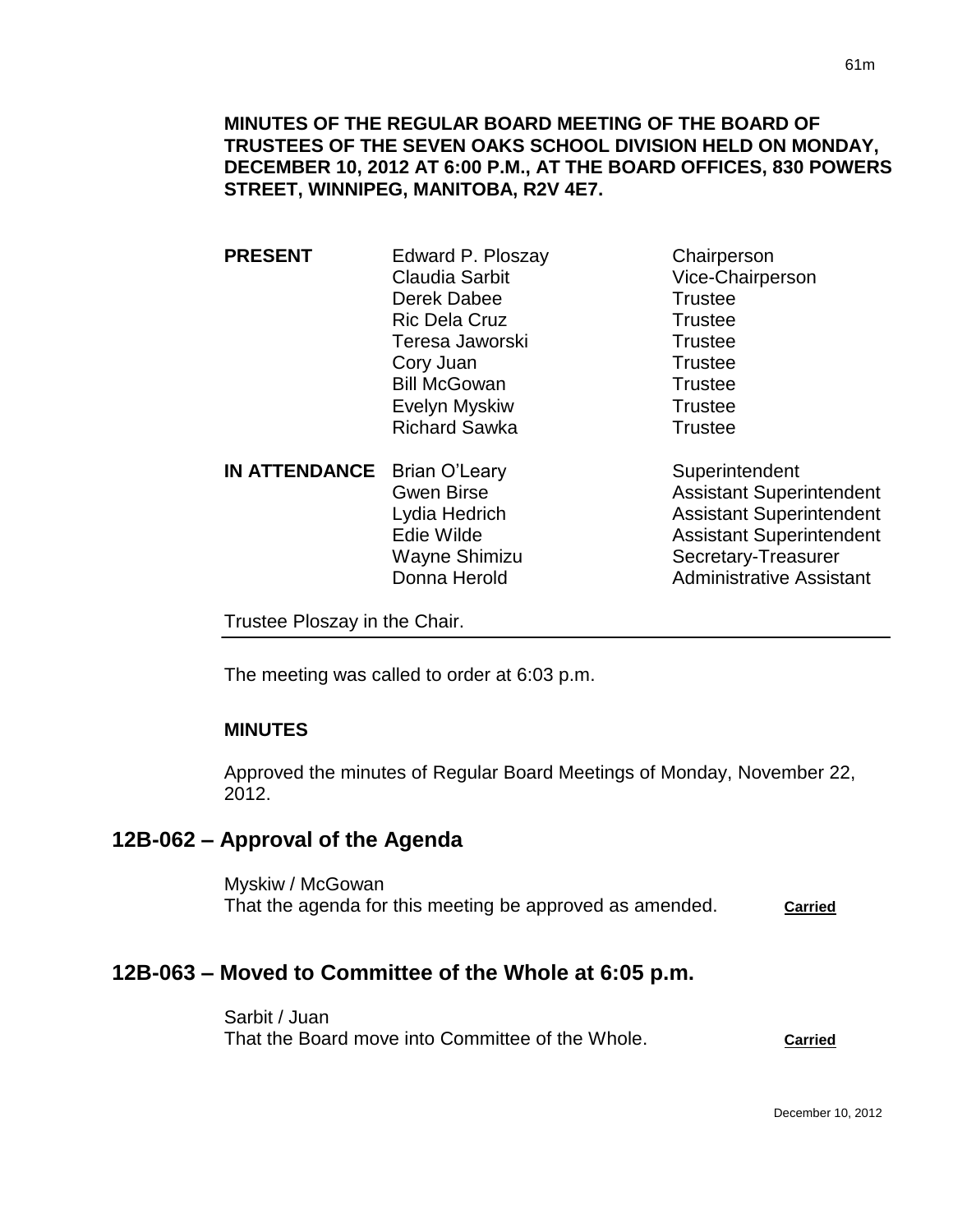**MINUTES OF THE REGULAR BOARD MEETING OF THE BOARD OF TRUSTEES OF THE SEVEN OAKS SCHOOL DIVISION HELD ON MONDAY, DECEMBER 10, 2012 AT 6:00 P.M., AT THE BOARD OFFICES, 830 POWERS STREET, WINNIPEG, MANITOBA, R2V 4E7.**

| | | |
|---|---|---|
| **PRESENT** | Edward P. Ploszay | Chairperson |
| | Claudia Sarbit | Vice-Chairperson |
| | Derek Dabee | Trustee |
| | Ric Dela Cruz | Trustee |
| | Teresa Jaworski | Trustee |
| | Cory Juan | Trustee |
| | Bill McGowan | Trustee |
| | Evelyn Myskiw | Trustee |
| | Richard Sawka | Trustee |
| **IN ATTENDANCE** | Brian O'Leary | Superintendent |
| | Gwen Birse | Assistant Superintendent |
| | Lydia Hedrich | Assistant Superintendent |
| | Edie Wilde | Assistant Superintendent |
| | Wayne Shimizu | Secretary-Treasurer |
| | Donna Herold | Administrative Assistant |

Trustee Ploszay in the Chair.

The meeting was called to order at 6:03 p.m.

**MINUTES**

Approved the minutes of Regular Board Meetings of Monday, November 22, 2012.

## 12B-062 – Approval of the Agenda

Myskiw / McGowan
That the agenda for this meeting be approved as amended. **Carried**

## 12B-063 – Moved to Committee of the Whole at 6:05 p.m.

Sarbit / Juan
That the Board move into Committee of the Whole. **Carried**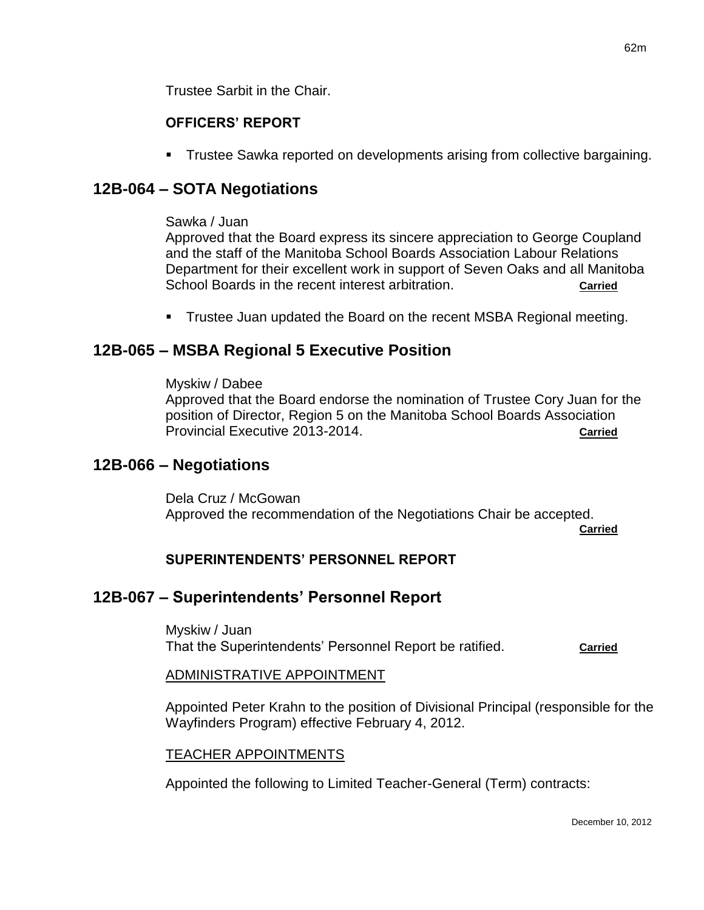Trustee Sarbit in the Chair.

**OFFICERS' REPORT**

- Trustee Sawka reported on developments arising from collective bargaining.

## 12B-064 – SOTA Negotiations

Sawka / Juan
Approved that the Board express its sincere appreciation to George Coupland and the staff of the Manitoba School Boards Association Labour Relations Department for their excellent work in support of Seven Oaks and all Manitoba School Boards in the recent interest arbitration. **Carried**

- Trustee Juan updated the Board on the recent MSBA Regional meeting.

## 12B-065 – MSBA Regional 5 Executive Position

Myskiw / Dabee
Approved that the Board endorse the nomination of Trustee Cory Juan for the position of Director, Region 5 on the Manitoba School Boards Association Provincial Executive 2013-2014. **Carried**

## 12B-066 – Negotiations

Dela Cruz / McGowan
Approved the recommendation of the Negotiations Chair be accepted. **Carried**

**SUPERINTENDENTS' PERSONNEL REPORT**

## 12B-067 – Superintendents' Personnel Report

Myskiw / Juan
That the Superintendents' Personnel Report be ratified. **Carried**

ADMINISTRATIVE APPOINTMENT

Appointed Peter Krahn to the position of Divisional Principal (responsible for the Wayfinders Program) effective February 4, 2012.

TEACHER APPOINTMENTS

Appointed the following to Limited Teacher-General (Term) contracts: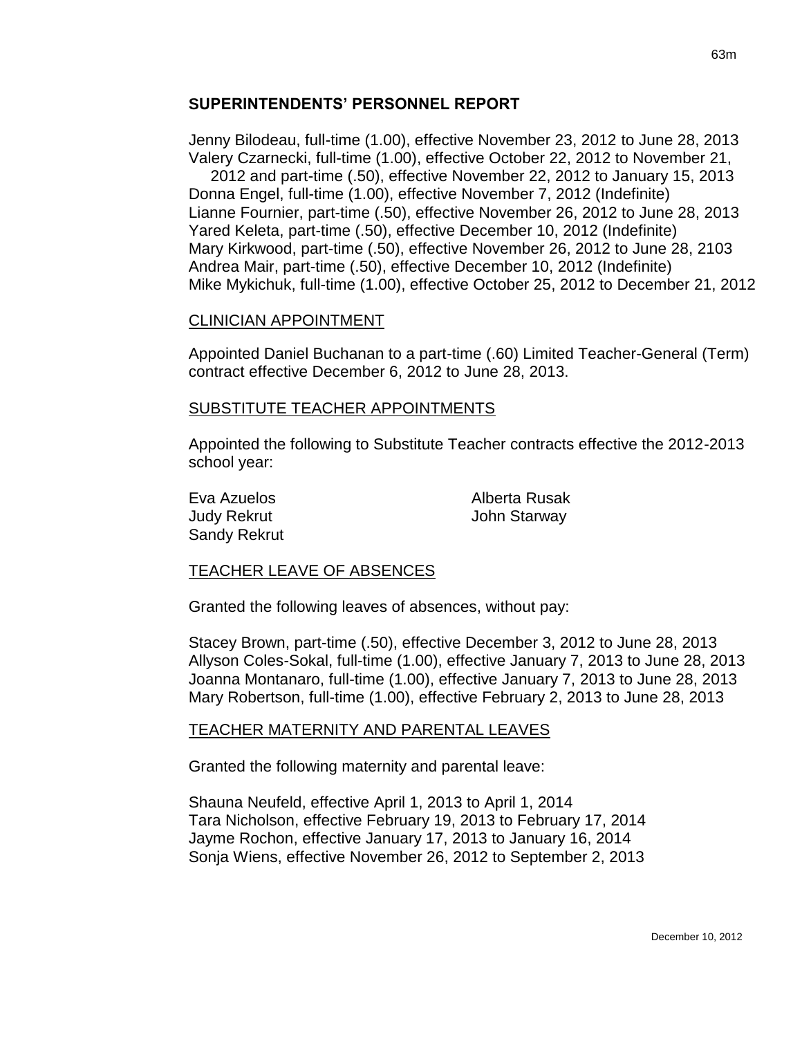## SUPERINTENDENTS' PERSONNEL REPORT

Jenny Bilodeau, full-time (1.00), effective November 23, 2012 to June 28, 2013
Valery Czarnecki, full-time (1.00), effective October 22, 2012 to November 21, 2012 and part-time (.50), effective November 22, 2012 to January 15, 2013
Donna Engel, full-time (1.00), effective November 7, 2012 (Indefinite)
Lianne Fournier, part-time (.50), effective November 26, 2012 to June 28, 2013
Yared Keleta, part-time (.50), effective December 10, 2012 (Indefinite)
Mary Kirkwood, part-time (.50), effective November 26, 2012 to June 28, 2103
Andrea Mair, part-time (.50), effective December 10, 2012 (Indefinite)
Mike Mykichuk, full-time (1.00), effective October 25, 2012 to December 21, 2012

### CLINICIAN APPOINTMENT

Appointed Daniel Buchanan to a part-time (.60) Limited Teacher-General (Term) contract effective December 6, 2012 to June 28, 2013.

### SUBSTITUTE TEACHER APPOINTMENTS

Appointed the following to Substitute Teacher contracts effective the 2012-2013 school year:

Eva Azuelos
Judy Rekrut
Sandy Rekrut
Alberta Rusak
John Starway

### TEACHER LEAVE OF ABSENCES

Granted the following leaves of absences, without pay:

Stacey Brown, part-time (.50), effective December 3, 2012 to June 28, 2013
Allyson Coles-Sokal, full-time (1.00), effective January 7, 2013 to June 28, 2013
Joanna Montanaro, full-time (1.00), effective January 7, 2013 to June 28, 2013
Mary Robertson, full-time (1.00), effective February 2, 2013 to June 28, 2013

### TEACHER MATERNITY AND PARENTAL LEAVES

Granted the following maternity and parental leave:

Shauna Neufeld, effective April 1, 2013 to April 1, 2014
Tara Nicholson, effective February 19, 2013 to February 17, 2014
Jayme Rochon, effective January 17, 2013 to January 16, 2014
Sonja Wiens, effective November 26, 2012 to September 2, 2013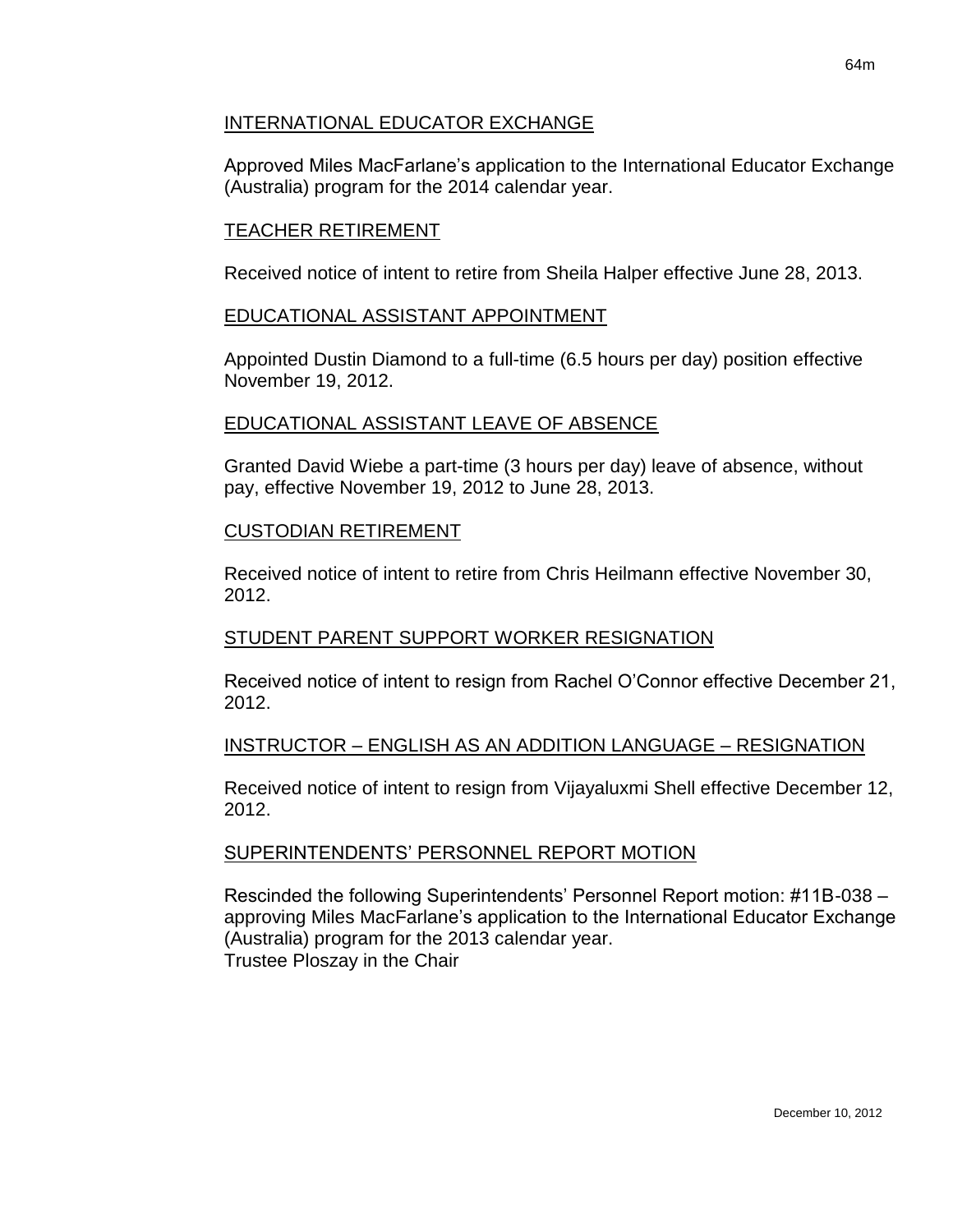INTERNATIONAL EDUCATOR EXCHANGE

Approved Miles MacFarlane's application to the International Educator Exchange (Australia) program for the 2014 calendar year.

TEACHER RETIREMENT

Received notice of intent to retire from Sheila Halper effective June 28, 2013.

EDUCATIONAL ASSISTANT APPOINTMENT

Appointed Dustin Diamond to a full-time (6.5 hours per day) position effective November 19, 2012.

EDUCATIONAL ASSISTANT LEAVE OF ABSENCE

Granted David Wiebe a part-time (3 hours per day) leave of absence, without pay, effective November 19, 2012 to June 28, 2013.

CUSTODIAN RETIREMENT

Received notice of intent to retire from Chris Heilmann effective November 30, 2012.

STUDENT PARENT SUPPORT WORKER RESIGNATION

Received notice of intent to resign from Rachel O'Connor effective December 21, 2012.

INSTRUCTOR – ENGLISH AS AN ADDITION LANGUAGE – RESIGNATION

Received notice of intent to resign from Vijayaluxmi Shell effective December 12, 2012.

SUPERINTENDENTS' PERSONNEL REPORT MOTION

Rescinded the following Superintendents' Personnel Report motion: #11B-038 – approving Miles MacFarlane's application to the International Educator Exchange (Australia) program for the 2013 calendar year.
Trustee Ploszay in the Chair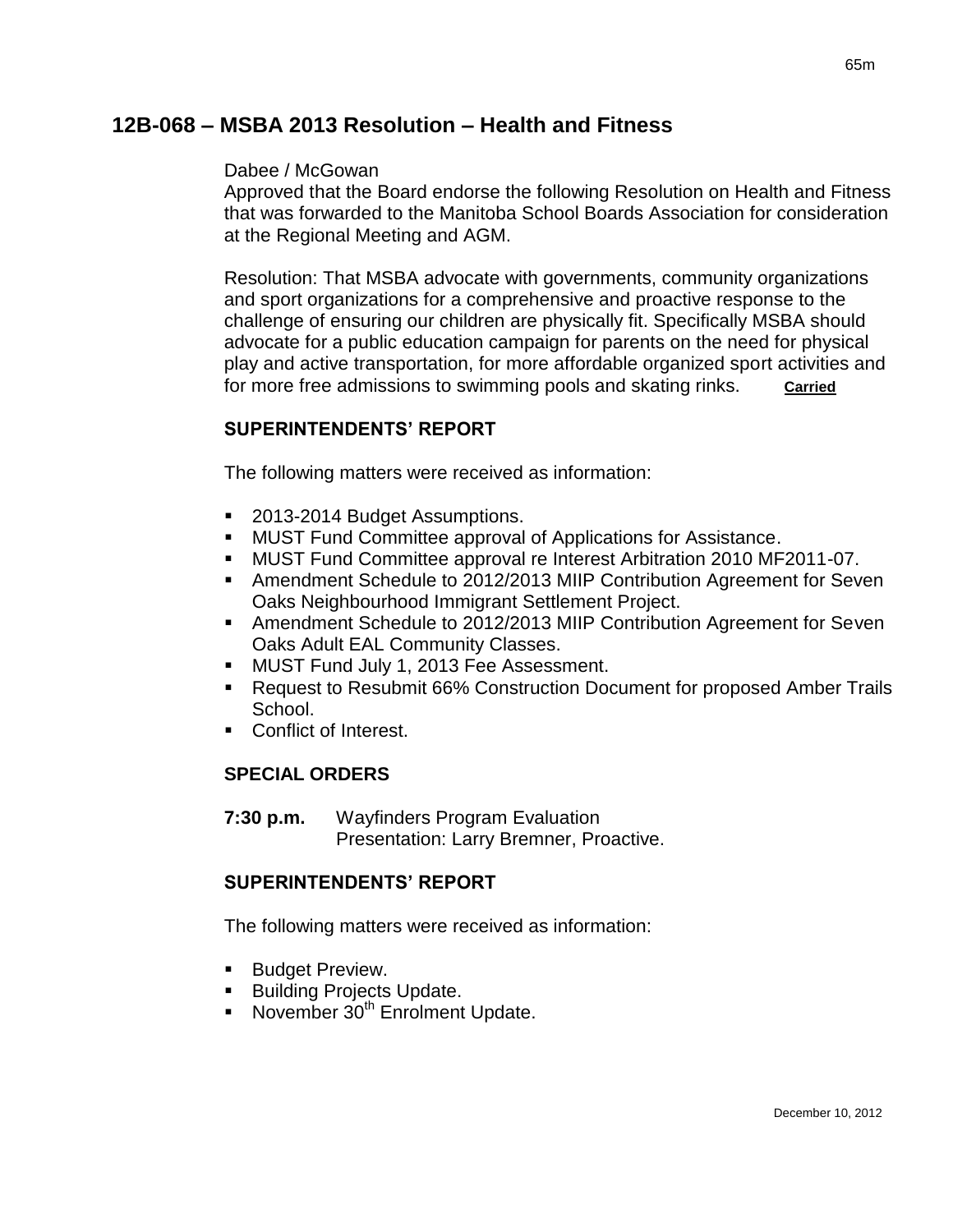## 12B-068 – MSBA 2013 Resolution – Health and Fitness

Dabee / McGowan
Approved that the Board endorse the following Resolution on Health and Fitness that was forwarded to the Manitoba School Boards Association for consideration at the Regional Meeting and AGM.

Resolution: That MSBA advocate with governments, community organizations and sport organizations for a comprehensive and proactive response to the challenge of ensuring our children are physically fit. Specifically MSBA should advocate for a public education campaign for parents on the need for physical play and active transportation, for more affordable organized sport activities and for more free admissions to swimming pools and skating rinks. **Carried**

### SUPERINTENDENTS' REPORT

The following matters were received as information:

- 2013-2014 Budget Assumptions.
- MUST Fund Committee approval of Applications for Assistance.
- MUST Fund Committee approval re Interest Arbitration 2010 MF2011-07.
- Amendment Schedule to 2012/2013 MIIP Contribution Agreement for Seven Oaks Neighbourhood Immigrant Settlement Project.
- Amendment Schedule to 2012/2013 MIIP Contribution Agreement for Seven Oaks Adult EAL Community Classes.
- MUST Fund July 1, 2013 Fee Assessment.
- Request to Resubmit 66% Construction Document for proposed Amber Trails School.
- Conflict of Interest.

### SPECIAL ORDERS

**7:30 p.m.** Wayfinders Program Evaluation
Presentation: Larry Bremner, Proactive.

### SUPERINTENDENTS' REPORT

The following matters were received as information:

- Budget Preview.
- Building Projects Update.
- November 30th Enrolment Update.

December 10, 2012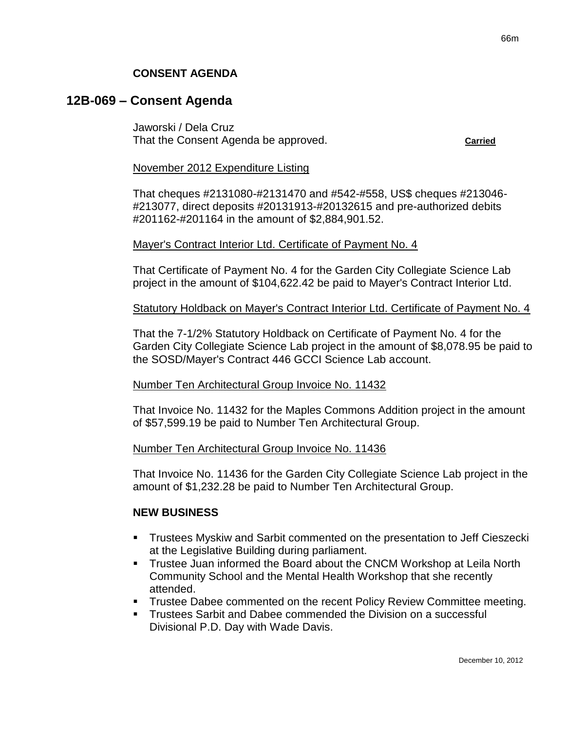**CONSENT AGENDA**

## 12B-069 – Consent Agenda

Jaworski / Dela Cruz
That the Consent Agenda be approved. **Carried**

November 2012 Expenditure Listing

That cheques #2131080-#2131470 and #542-#558, US$ cheques #213046-#213077, direct deposits #20131913-#20132615 and pre-authorized debits #201162-#201164 in the amount of $2,884,901.52.

Mayer's Contract Interior Ltd. Certificate of Payment No. 4

That Certificate of Payment No. 4 for the Garden City Collegiate Science Lab project in the amount of $104,622.42 be paid to Mayer's Contract Interior Ltd.

Statutory Holdback on Mayer's Contract Interior Ltd. Certificate of Payment No. 4

That the 7-1/2% Statutory Holdback on Certificate of Payment No. 4 for the Garden City Collegiate Science Lab project in the amount of $8,078.95 be paid to the SOSD/Mayer's Contract 446 GCCI Science Lab account.

Number Ten Architectural Group Invoice No. 11432

That Invoice No. 11432 for the Maples Commons Addition project in the amount of $57,599.19 be paid to Number Ten Architectural Group.

Number Ten Architectural Group Invoice No. 11436

That Invoice No. 11436 for the Garden City Collegiate Science Lab project in the amount of $1,232.28 be paid to Number Ten Architectural Group.

**NEW BUSINESS**

- Trustees Myskiw and Sarbit commented on the presentation to Jeff Cieszecki at the Legislative Building during parliament.
- Trustee Juan informed the Board about the CNCM Workshop at Leila North Community School and the Mental Health Workshop that she recently attended.
- Trustee Dabee commented on the recent Policy Review Committee meeting.
- Trustees Sarbit and Dabee commended the Division on a successful Divisional P.D. Day with Wade Davis.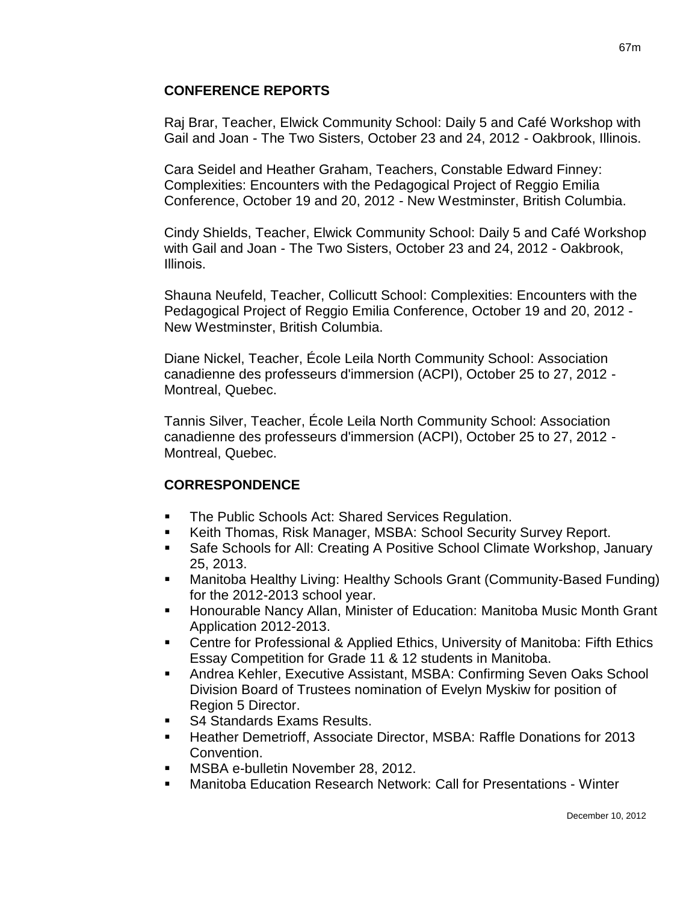## CONFERENCE REPORTS

Raj Brar, Teacher, Elwick Community School: Daily 5 and Café Workshop with Gail and Joan - The Two Sisters, October 23 and 24, 2012 - Oakbrook, Illinois.

Cara Seidel and Heather Graham, Teachers, Constable Edward Finney: Complexities: Encounters with the Pedagogical Project of Reggio Emilia Conference, October 19 and 20, 2012 - New Westminster, British Columbia.

Cindy Shields, Teacher, Elwick Community School: Daily 5 and Café Workshop with Gail and Joan - The Two Sisters, October 23 and 24, 2012 - Oakbrook, Illinois.

Shauna Neufeld, Teacher, Collicutt School: Complexities: Encounters with the Pedagogical Project of Reggio Emilia Conference, October 19 and 20, 2012 - New Westminster, British Columbia.

Diane Nickel, Teacher, École Leila North Community School: Association canadienne des professeurs d'immersion (ACPI), October 25 to 27, 2012 - Montreal, Quebec.

Tannis Silver, Teacher, École Leila North Community School: Association canadienne des professeurs d'immersion (ACPI), October 25 to 27, 2012 - Montreal, Quebec.

## CORRESPONDENCE

- The Public Schools Act: Shared Services Regulation.
- Keith Thomas, Risk Manager, MSBA: School Security Survey Report.
- Safe Schools for All: Creating A Positive School Climate Workshop, January 25, 2013.
- Manitoba Healthy Living: Healthy Schools Grant (Community-Based Funding) for the 2012-2013 school year.
- Honourable Nancy Allan, Minister of Education: Manitoba Music Month Grant Application 2012-2013.
- Centre for Professional & Applied Ethics, University of Manitoba: Fifth Ethics Essay Competition for Grade 11 & 12 students in Manitoba.
- Andrea Kehler, Executive Assistant, MSBA: Confirming Seven Oaks School Division Board of Trustees nomination of Evelyn Myskiw for position of Region 5 Director.
- S4 Standards Exams Results.
- Heather Demetrioff, Associate Director, MSBA: Raffle Donations for 2013 Convention.
- MSBA e-bulletin November 28, 2012.
- Manitoba Education Research Network: Call for Presentations - Winter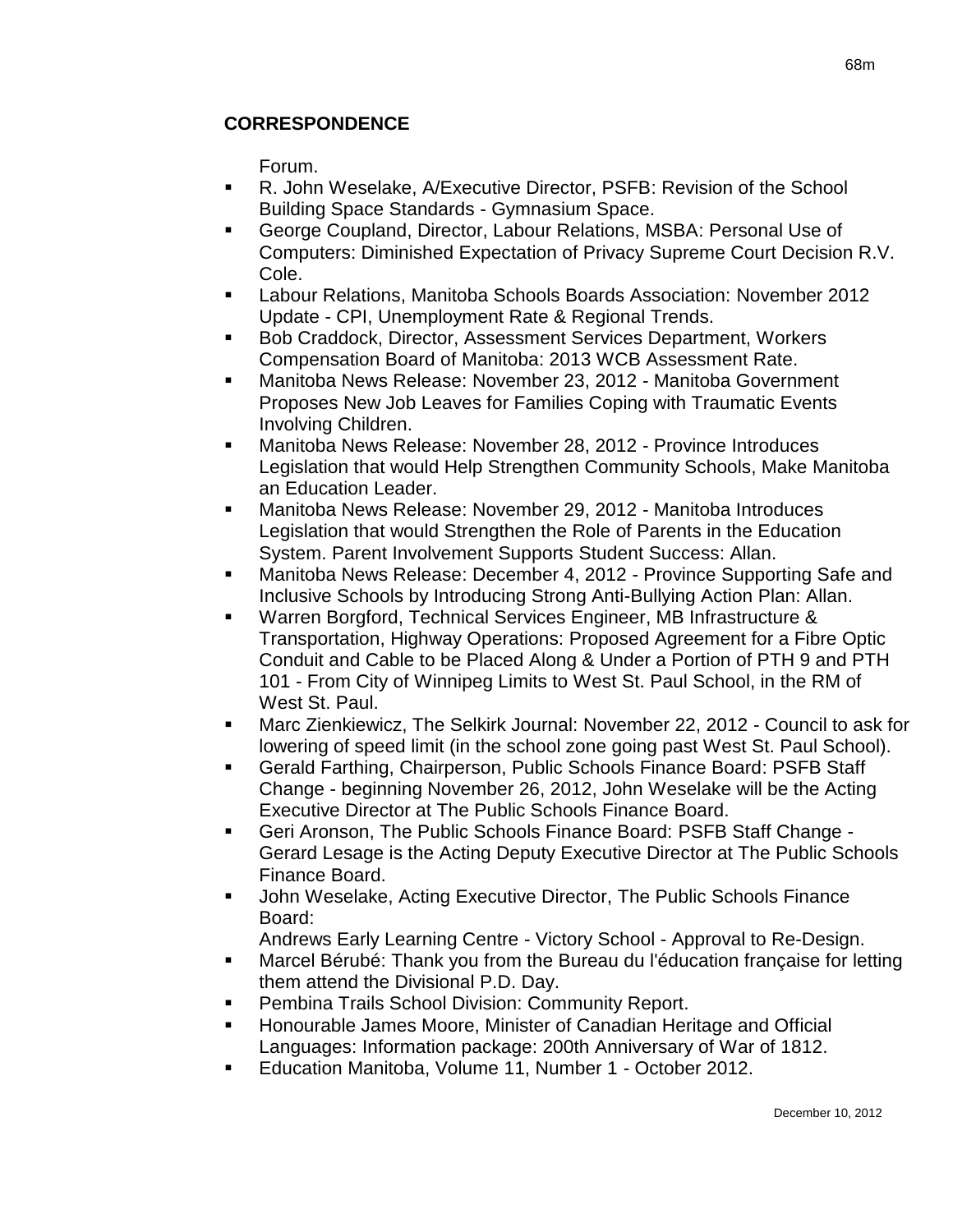## CORRESPONDENCE

Forum.

- R. John Weselake, A/Executive Director, PSFB: Revision of the School Building Space Standards - Gymnasium Space.
- George Coupland, Director, Labour Relations, MSBA: Personal Use of Computers: Diminished Expectation of Privacy Supreme Court Decision R.V. Cole.
- Labour Relations, Manitoba Schools Boards Association: November 2012 Update - CPI, Unemployment Rate & Regional Trends.
- Bob Craddock, Director, Assessment Services Department, Workers Compensation Board of Manitoba: 2013 WCB Assessment Rate.
- Manitoba News Release: November 23, 2012 - Manitoba Government Proposes New Job Leaves for Families Coping with Traumatic Events Involving Children.
- Manitoba News Release: November 28, 2012 - Province Introduces Legislation that would Help Strengthen Community Schools, Make Manitoba an Education Leader.
- Manitoba News Release: November 29, 2012 - Manitoba Introduces Legislation that would Strengthen the Role of Parents in the Education System. Parent Involvement Supports Student Success: Allan.
- Manitoba News Release: December 4, 2012 - Province Supporting Safe and Inclusive Schools by Introducing Strong Anti-Bullying Action Plan: Allan.
- Warren Borgford, Technical Services Engineer, MB Infrastructure & Transportation, Highway Operations: Proposed Agreement for a Fibre Optic Conduit and Cable to be Placed Along & Under a Portion of PTH 9 and PTH 101 - From City of Winnipeg Limits to West St. Paul School, in the RM of West St. Paul.
- Marc Zienkiewicz, The Selkirk Journal: November 22, 2012 - Council to ask for lowering of speed limit (in the school zone going past West St. Paul School).
- Gerald Farthing, Chairperson, Public Schools Finance Board: PSFB Staff Change - beginning November 26, 2012, John Weselake will be the Acting Executive Director at The Public Schools Finance Board.
- Geri Aronson, The Public Schools Finance Board: PSFB Staff Change - Gerard Lesage is the Acting Deputy Executive Director at The Public Schools Finance Board.
- John Weselake, Acting Executive Director, The Public Schools Finance Board:
  Andrews Early Learning Centre - Victory School - Approval to Re-Design.
- Marcel Bérubé: Thank you from the Bureau du l'éducation française for letting them attend the Divisional P.D. Day.
- Pembina Trails School Division: Community Report.
- Honourable James Moore, Minister of Canadian Heritage and Official Languages: Information package: 200th Anniversary of War of 1812.
- Education Manitoba, Volume 11, Number 1 - October 2012.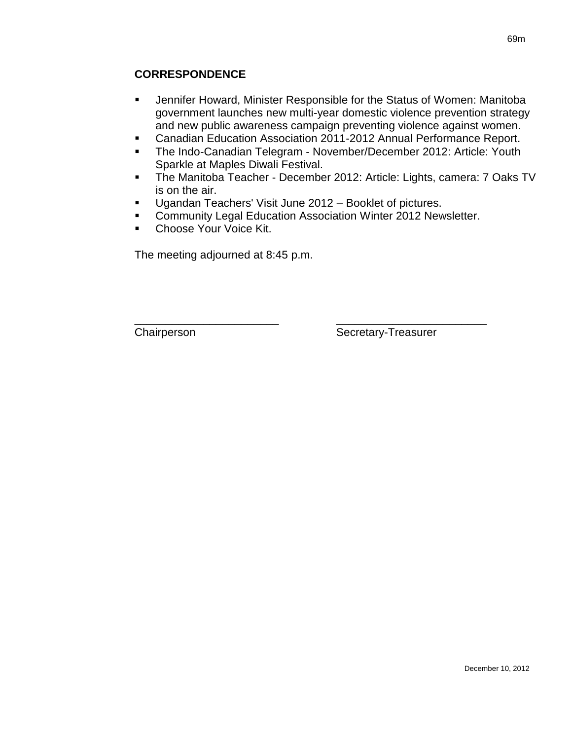## CORRESPONDENCE

- Jennifer Howard, Minister Responsible for the Status of Women: Manitoba government launches new multi-year domestic violence prevention strategy and new public awareness campaign preventing violence against women.
- Canadian Education Association 2011-2012 Annual Performance Report.
- The Indo-Canadian Telegram - November/December 2012: Article: Youth Sparkle at Maples Diwali Festival.
- The Manitoba Teacher - December 2012: Article: Lights, camera: 7 Oaks TV is on the air.
- Ugandan Teachers' Visit June 2012 – Booklet of pictures.
- Community Legal Education Association Winter 2012 Newsletter.
- Choose Your Voice Kit.

The meeting adjourned at 8:45 p.m.

_______________________ _______________________

Chairperson Secretary-Treasurer